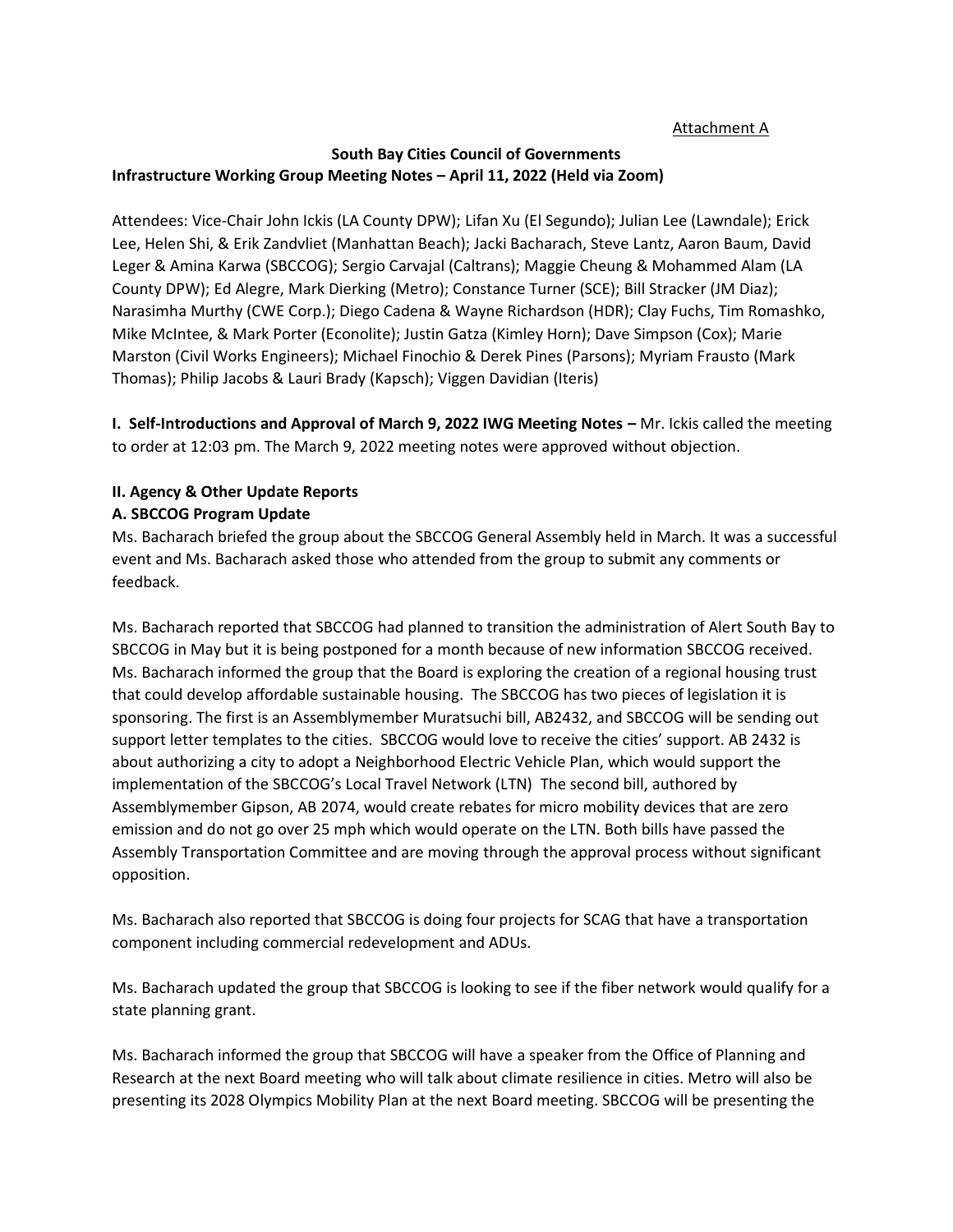Attachment A

**South Bay Cities Council of Governments**
**Infrastructure Working Group Meeting Notes – April 11, 2022 (Held via Zoom)**

Attendees: Vice-Chair John Ickis (LA County DPW); Lifan Xu (El Segundo); Julian Lee (Lawndale); Erick Lee, Helen Shi, & Erik Zandvliet (Manhattan Beach); Jacki Bacharach, Steve Lantz, Aaron Baum, David Leger & Amina Karwa (SBCCOG); Sergio Carvajal (Caltrans); Maggie Cheung & Mohammed Alam (LA County DPW); Ed Alegre, Mark Dierking (Metro); Constance Turner (SCE); Bill Stracker (JM Diaz); Narasimha Murthy (CWE Corp.); Diego Cadena & Wayne Richardson (HDR); Clay Fuchs, Tim Romashko, Mike McIntee, & Mark Porter (Econolite); Justin Gatza (Kimley Horn); Dave Simpson (Cox); Marie Marston (Civil Works Engineers); Michael Finochio & Derek Pines (Parsons); Myriam Frausto (Mark Thomas); Philip Jacobs & Lauri Brady (Kapsch); Viggen Davidian (Iteris)

**I. Self-Introductions and Approval of March 9, 2022 IWG Meeting Notes –** Mr. Ickis called the meeting to order at 12:03 pm. The March 9, 2022 meeting notes were approved without objection.

**II. Agency & Other Update Reports**

**A. SBCCOG Program Update**

Ms. Bacharach briefed the group about the SBCCOG General Assembly held in March. It was a successful event and Ms. Bacharach asked those who attended from the group to submit any comments or feedback.

Ms. Bacharach reported that SBCCOG had planned to transition the administration of Alert South Bay to SBCCOG in May but it is being postponed for a month because of new information SBCCOG received. Ms. Bacharach informed the group that the Board is exploring the creation of a regional housing trust that could develop affordable sustainable housing. The SBCCOG has two pieces of legislation it is sponsoring. The first is an Assemblymember Muratsuchi bill, AB2432, and SBCCOG will be sending out support letter templates to the cities. SBCCOG would love to receive the cities' support. AB 2432 is about authorizing a city to adopt a Neighborhood Electric Vehicle Plan, which would support the implementation of the SBCCOG's Local Travel Network (LTN) The second bill, authored by Assemblymember Gipson, AB 2074, would create rebates for micro mobility devices that are zero emission and do not go over 25 mph which would operate on the LTN. Both bills have passed the Assembly Transportation Committee and are moving through the approval process without significant opposition.

Ms. Bacharach also reported that SBCCOG is doing four projects for SCAG that have a transportation component including commercial redevelopment and ADUs.

Ms. Bacharach updated the group that SBCCOG is looking to see if the fiber network would qualify for a state planning grant.

Ms. Bacharach informed the group that SBCCOG will have a speaker from the Office of Planning and Research at the next Board meeting who will talk about climate resilience in cities. Metro will also be presenting its 2028 Olympics Mobility Plan at the next Board meeting. SBCCOG will be presenting the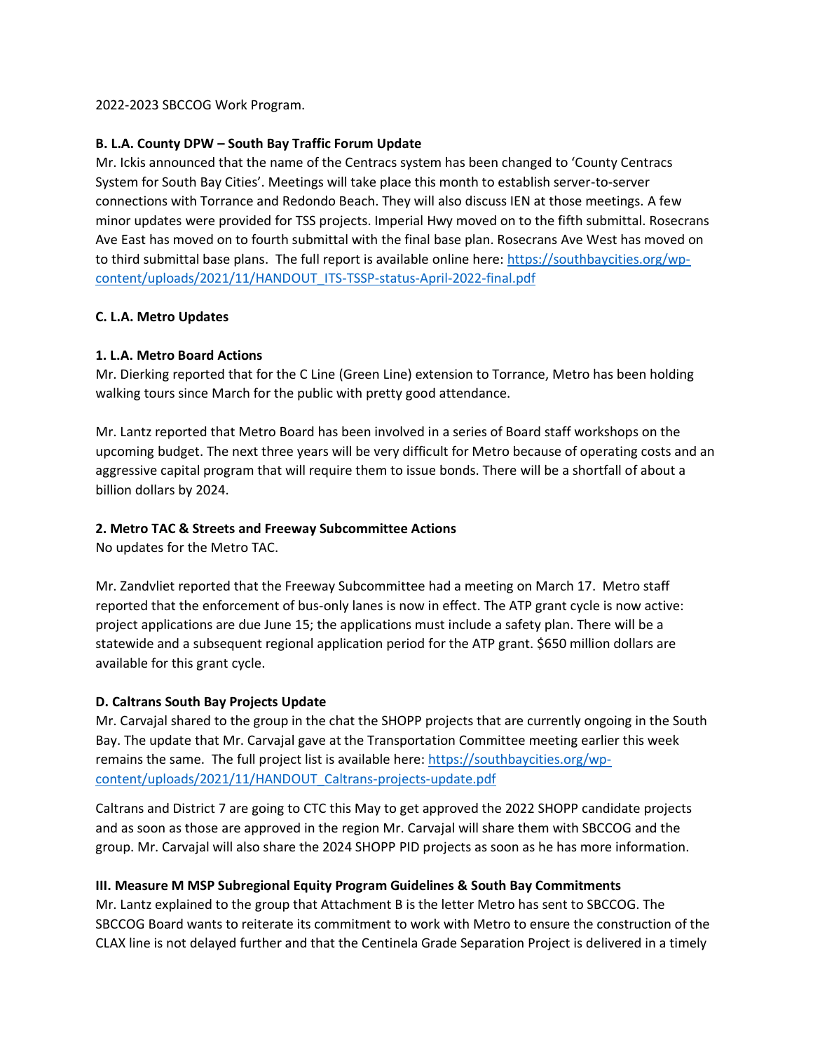2022-2023 SBCCOG Work Program.

**B. L.A. County DPW – South Bay Traffic Forum Update**

Mr. Ickis announced that the name of the Centracs system has been changed to 'County Centracs System for South Bay Cities'. Meetings will take place this month to establish server-to-server connections with Torrance and Redondo Beach. They will also discuss IEN at those meetings. A few minor updates were provided for TSS projects. Imperial Hwy moved on to the fifth submittal. Rosecrans Ave East has moved on to fourth submittal with the final base plan. Rosecrans Ave West has moved on to third submittal base plans. The full report is available online here: [https://southbaycities.org/wp-content/uploads/2021/11/HANDOUT_ITS-TSSP-status-April-2022-final.pdf](https://southbaycities.org/wp-content/uploads/2021/11/HANDOUT_ITS-TSSP-status-April-2022-final.pdf)

**C. L.A. Metro Updates**

**1. L.A. Metro Board Actions**

Mr. Dierking reported that for the C Line (Green Line) extension to Torrance, Metro has been holding walking tours since March for the public with pretty good attendance.

Mr. Lantz reported that Metro Board has been involved in a series of Board staff workshops on the upcoming budget. The next three years will be very difficult for Metro because of operating costs and an aggressive capital program that will require them to issue bonds. There will be a shortfall of about a billion dollars by 2024.

**2. Metro TAC & Streets and Freeway Subcommittee Actions**

No updates for the Metro TAC.

Mr. Zandvliet reported that the Freeway Subcommittee had a meeting on March 17. Metro staff reported that the enforcement of bus-only lanes is now in effect. The ATP grant cycle is now active: project applications are due June 15; the applications must include a safety plan. There will be a statewide and a subsequent regional application period for the ATP grant. $650 million dollars are available for this grant cycle.

**D. Caltrans South Bay Projects Update**

Mr. Carvajal shared to the group in the chat the SHOPP projects that are currently ongoing in the South Bay. The update that Mr. Carvajal gave at the Transportation Committee meeting earlier this week remains the same. The full project list is available here: [https://southbaycities.org/wp-content/uploads/2021/11/HANDOUT_Caltrans-projects-update.pdf](https://southbaycities.org/wp-content/uploads/2021/11/HANDOUT_Caltrans-projects-update.pdf)

Caltrans and District 7 are going to CTC this May to get approved the 2022 SHOPP candidate projects and as soon as those are approved in the region Mr. Carvajal will share them with SBCCOG and the group. Mr. Carvajal will also share the 2024 SHOPP PID projects as soon as he has more information.

**III. Measure M MSP Subregional Equity Program Guidelines & South Bay Commitments**

Mr. Lantz explained to the group that Attachment B is the letter Metro has sent to SBCCOG. The SBCCOG Board wants to reiterate its commitment to work with Metro to ensure the construction of the CLAX line is not delayed further and that the Centinela Grade Separation Project is delivered in a timely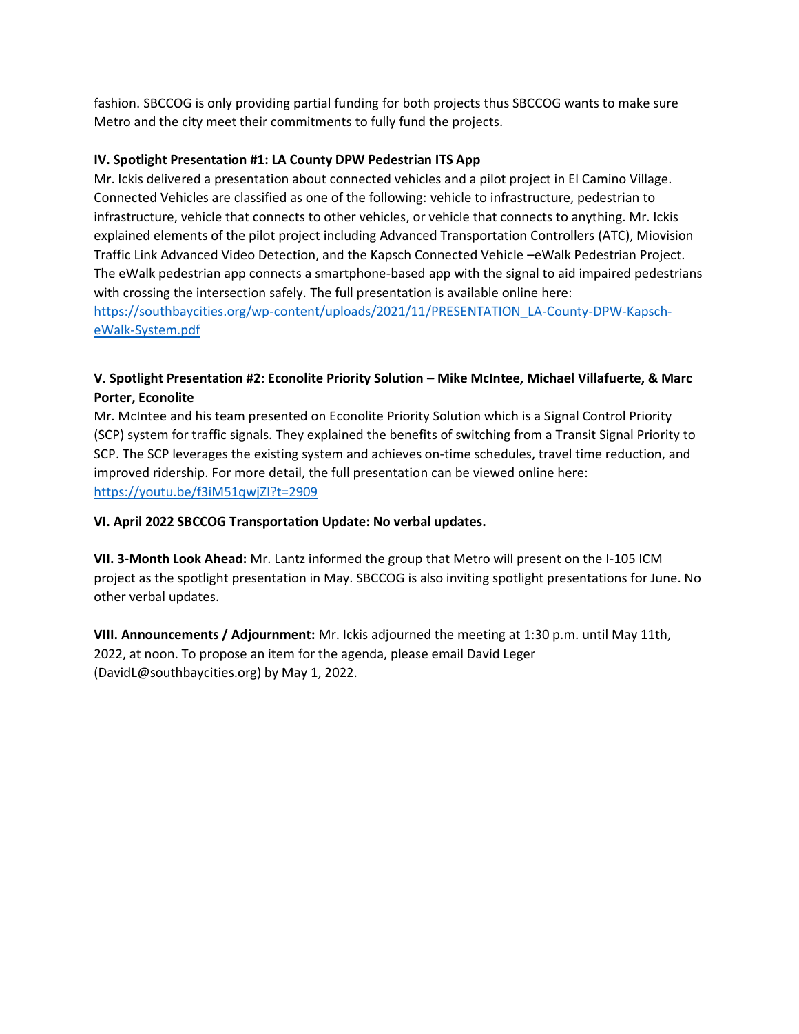fashion. SBCCOG is only providing partial funding for both projects thus SBCCOG wants to make sure Metro and the city meet their commitments to fully fund the projects.

**IV. Spotlight Presentation #1: LA County DPW Pedestrian ITS App**

Mr. Ickis delivered a presentation about connected vehicles and a pilot project in El Camino Village. Connected Vehicles are classified as one of the following: vehicle to infrastructure, pedestrian to infrastructure, vehicle that connects to other vehicles, or vehicle that connects to anything. Mr. Ickis explained elements of the pilot project including Advanced Transportation Controllers (ATC), Miovision Traffic Link Advanced Video Detection, and the Kapsch Connected Vehicle –eWalk Pedestrian Project. The eWalk pedestrian app connects a smartphone-based app with the signal to aid impaired pedestrians with crossing the intersection safely. The full presentation is available online here: https://southbaycities.org/wp-content/uploads/2021/11/PRESENTATION_LA-County-DPW-Kapsch-eWalk-System.pdf

**V. Spotlight Presentation #2: Econolite Priority Solution – Mike McIntee, Michael Villafuerte, & Marc Porter, Econolite**

Mr. McIntee and his team presented on Econolite Priority Solution which is a Signal Control Priority (SCP) system for traffic signals. They explained the benefits of switching from a Transit Signal Priority to SCP. The SCP leverages the existing system and achieves on-time schedules, travel time reduction, and improved ridership. For more detail, the full presentation can be viewed online here: https://youtu.be/f3iM51qwjZI?t=2909

**VI. April 2022 SBCCOG Transportation Update: No verbal updates.**

**VII. 3-Month Look Ahead:** Mr. Lantz informed the group that Metro will present on the I-105 ICM project as the spotlight presentation in May. SBCCOG is also inviting spotlight presentations for June. No other verbal updates.

**VIII. Announcements / Adjournment:** Mr. Ickis adjourned the meeting at 1:30 p.m. until May 11th, 2022, at noon. To propose an item for the agenda, please email David Leger (DavidL@southbaycities.org) by May 1, 2022.